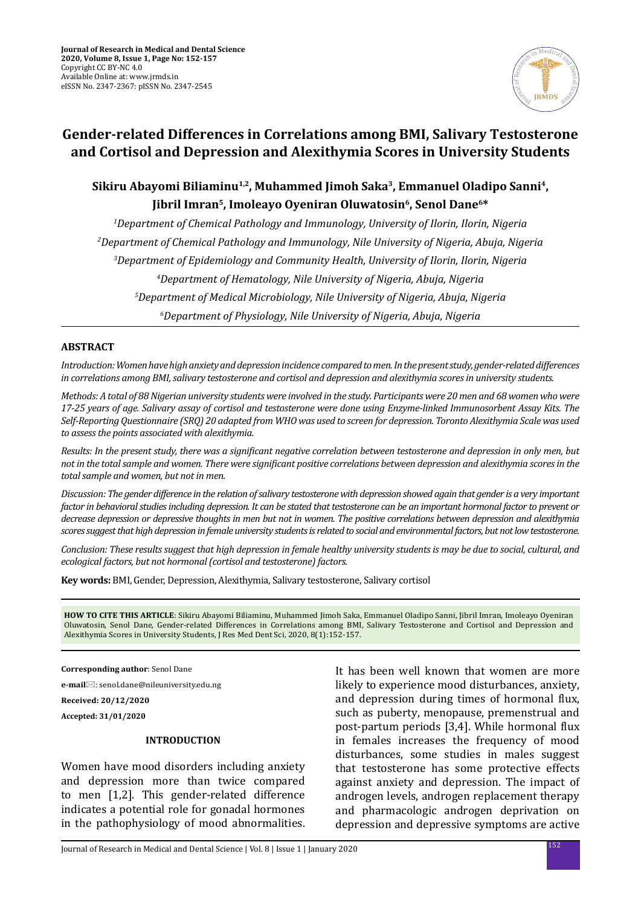# Gender-related Differences in Correlations among BMI, Salivary Testosterone and Cortisol and Depression and Alexithymia Scores in University Students

**Sikiru Abayomi Biliaminu[1,2], Muhammed Jimoh Saka[3], Emmanuel Oladipo Sanni[4], Jibril Imran[5], Imoleayo Oyeniran Oluwatosin[6], Senol Dane[6*]**

[1]*Department of Chemical Pathology and Immunology, University of Ilorin, Ilorin, Nigeria*

[2]*Department of Chemical Pathology and Immunology, Nile University of Nigeria, Abuja, Nigeria*

[3]*Department of Epidemiology and Community Health, University of Ilorin, Ilorin, Nigeria*

[4]*Department of Hematology, Nile University of Nigeria, Abuja, Nigeria*

[5]*Department of Medical Microbiology, Nile University of Nigeria, Abuja, Nigeria*

[6]*Department of Physiology, Nile University of Nigeria, Abuja, Nigeria*

## ABSTRACT

*Introduction: Women have high anxiety and depression incidence compared to men. In the present study, gender-related differences in correlations among BMI, salivary testosterone and cortisol and depression and alexithymia scores in university students.*

*Methods: A total of 88 Nigerian university students were involved in the study. Participants were 20 men and 68 women who were 17-25 years of age. Salivary assay of cortisol and testosterone were done using Enzyme-linked Immunosorbent Assay Kits. The Self-Reporting Questionnaire (SRQ) 20 adapted from WHO was used to screen for depression. Toronto Alexithymia Scale was used to assess the points associated with alexithymia.*

*Results: In the present study, there was a significant negative correlation between testosterone and depression in only men, but not in the total sample and women. There were significant positive correlations between depression and alexithymia scores in the total sample and women, but not in men.*

*Discussion: The gender difference in the relation of salivary testosterone with depression showed again that gender is a very important factor in behavioral studies including depression. It can be stated that testosterone can be an important hormonal factor to prevent or decrease depression or depressive thoughts in men but not in women. The positive correlations between depression and alexithymia scores suggest that high depression in female university students is related to social and environmental factors, but not low testosterone.*

*Conclusion: These results suggest that high depression in female healthy university students is may be due to social, cultural, and ecological factors, but not hormonal (cortisol and testosterone) factors.*

**Key words:** BMI, Gender, Depression, Alexithymia, Salivary testosterone, Salivary cortisol

**HOW TO CITE THIS ARTICLE**: Sikiru Abayomi Biliaminu, Muhammed Jimoh Saka, Emmanuel Oladipo Sanni, Jibril Imran, Imoleayo Oyeniran Oluwatosin, Senol Dane, Gender-related Differences in Correlations among BMI, Salivary Testosterone and Cortisol and Depression and Alexithymia Scores in University Students, J Res Med Dent Sci, 2020, 8(1):152-157.

**Corresponding author**: Senol Dane

**e-mail**: senol.dane@nileuniversity.edu.ng

**Received: 20/12/2020**

**Accepted: 31/01/2020**

## INTRODUCTION

Women have mood disorders including anxiety and depression more than twice compared to men [1,2]. This gender-related difference indicates a potential role for gonadal hormones in the pathophysiology of mood abnormalities.

It has been well known that women are more likely to experience mood disturbances, anxiety, and depression during times of hormonal flux, such as puberty, menopause, premenstrual and post-partum periods [3,4]. While hormonal flux in females increases the frequency of mood disturbances, some studies in males suggest that testosterone has some protective effects against anxiety and depression. The impact of androgen levels, androgen replacement therapy and pharmacologic androgen deprivation on depression and depressive symptoms are active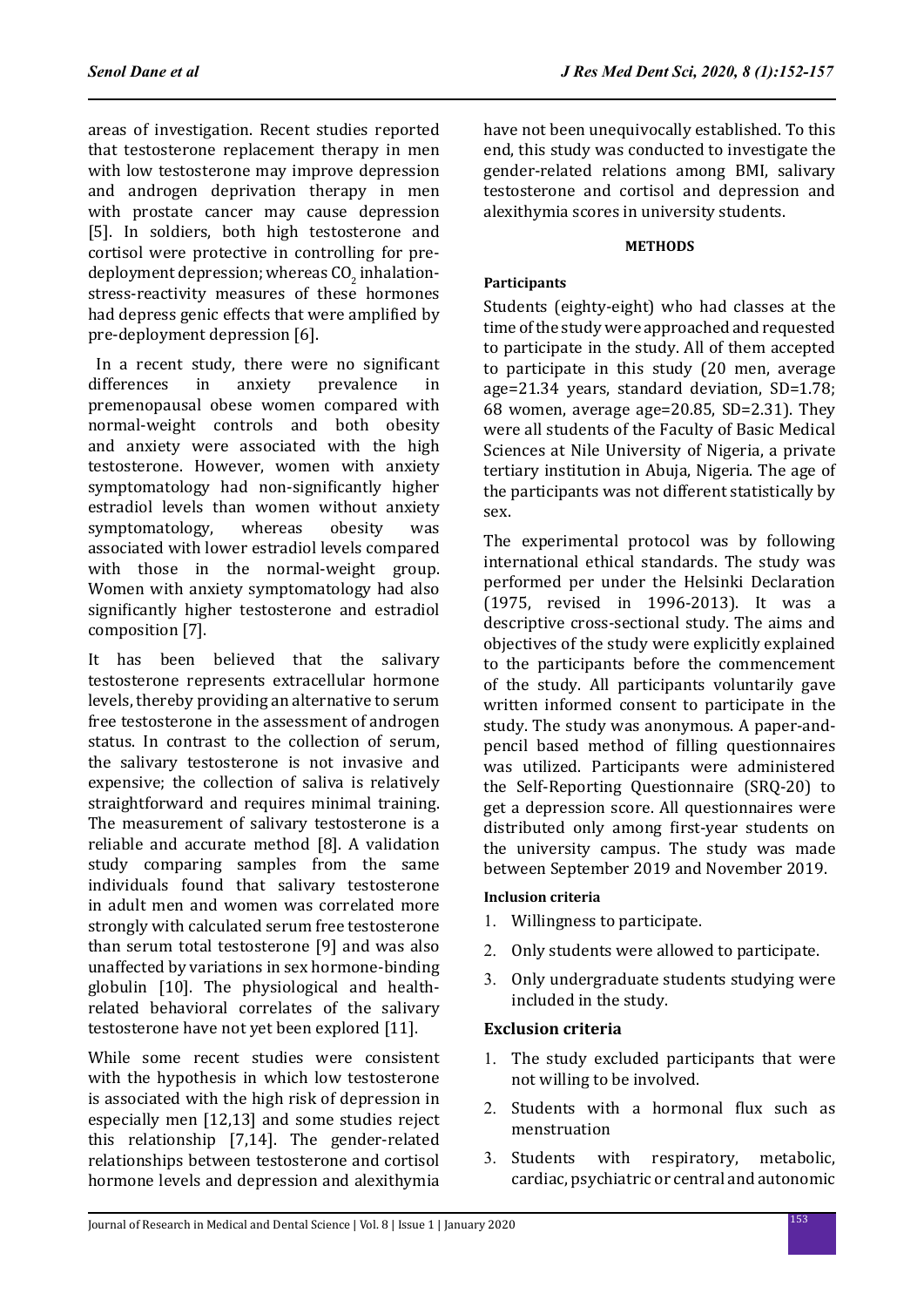areas of investigation. Recent studies reported that testosterone replacement therapy in men with low testosterone may improve depression and androgen deprivation therapy in men with prostate cancer may cause depression [5]. In soldiers, both high testosterone and cortisol were protective in controlling for pre-deployment depression; whereas $CO_2$ inhalation-stress-reactivity measures of these hormones had depress genic effects that were amplified by pre-deployment depression [6].

In a recent study, there were no significant differences in anxiety prevalence in premenopausal obese women compared with normal-weight controls and both obesity and anxiety were associated with the high testosterone. However, women with anxiety symptomatology had non-significantly higher estradiol levels than women without anxiety symptomatology, whereas obesity was associated with lower estradiol levels compared with those in the normal-weight group. Women with anxiety symptomatology had also significantly higher testosterone and estradiol composition [7].

It has been believed that the salivary testosterone represents extracellular hormone levels, thereby providing an alternative to serum free testosterone in the assessment of androgen status. In contrast to the collection of serum, the salivary testosterone is not invasive and expensive; the collection of saliva is relatively straightforward and requires minimal training. The measurement of salivary testosterone is a reliable and accurate method [8]. A validation study comparing samples from the same individuals found that salivary testosterone in adult men and women was correlated more strongly with calculated serum free testosterone than serum total testosterone [9] and was also unaffected by variations in sex hormone-binding globulin [10]. The physiological and health-related behavioral correlates of the salivary testosterone have not yet been explored [11].

While some recent studies were consistent with the hypothesis in which low testosterone is associated with the high risk of depression in especially men [12,13] and some studies reject this relationship [7,14]. The gender-related relationships between testosterone and cortisol hormone levels and depression and alexithymia have not been unequivocally established. To this end, this study was conducted to investigate the gender-related relations among BMI, salivary testosterone and cortisol and depression and alexithymia scores in university students.

## METHODS

### Participants

Students (eighty-eight) who had classes at the time of the study were approached and requested to participate in the study. All of them accepted to participate in this study (20 men, average age=21.34 years, standard deviation, SD=1.78; 68 women, average age=20.85, SD=2.31). They were all students of the Faculty of Basic Medical Sciences at Nile University of Nigeria, a private tertiary institution in Abuja, Nigeria. The age of the participants was not different statistically by sex.

The experimental protocol was by following international ethical standards. The study was performed per under the Helsinki Declaration (1975, revised in 1996-2013). It was a descriptive cross-sectional study. The aims and objectives of the study were explicitly explained to the participants before the commencement of the study. All participants voluntarily gave written informed consent to participate in the study. The study was anonymous. A paper-and-pencil based method of filling questionnaires was utilized. Participants were administered the Self-Reporting Questionnaire (SRQ-20) to get a depression score. All questionnaires were distributed only among first-year students on the university campus. The study was made between September 2019 and November 2019.

#### Inclusion criteria

1. Willingness to participate.
2. Only students were allowed to participate.
3. Only undergraduate students studying were included in the study.

### Exclusion criteria

1. The study excluded participants that were not willing to be involved.
2. Students with a hormonal flux such as menstruation
3. Students with respiratory, metabolic, cardiac, psychiatric or central and autonomic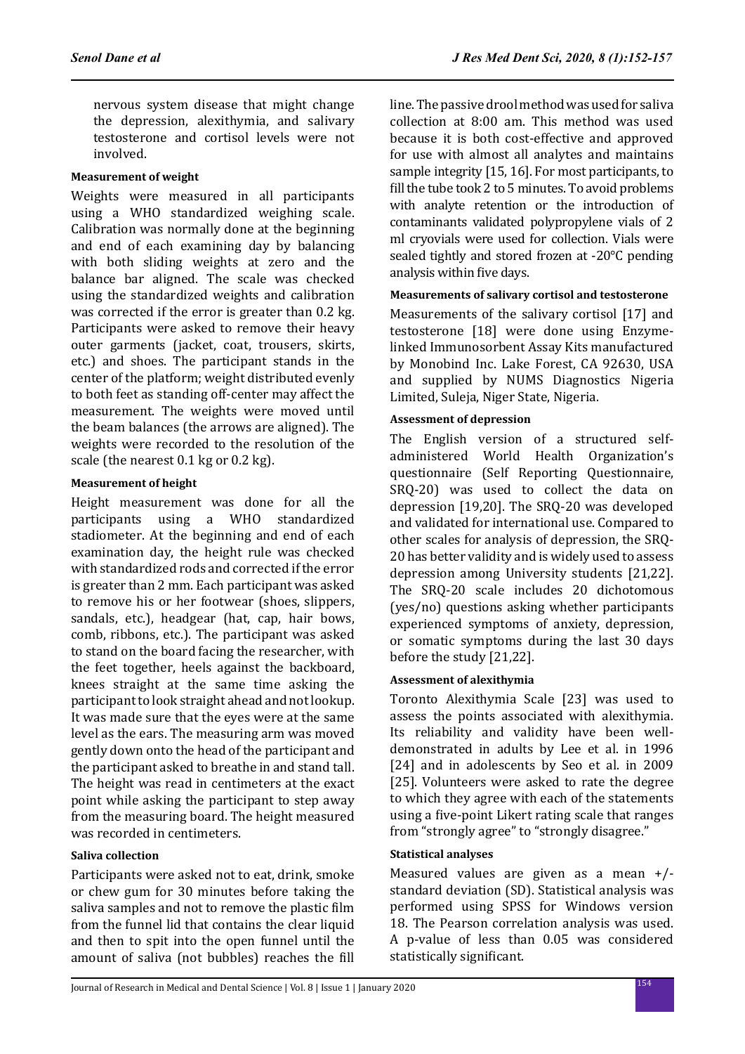nervous system disease that might change the depression, alexithymia, and salivary testosterone and cortisol levels were not involved.

#### Measurement of weight

Weights were measured in all participants using a WHO standardized weighing scale. Calibration was normally done at the beginning and end of each examining day by balancing with both sliding weights at zero and the balance bar aligned. The scale was checked using the standardized weights and calibration was corrected if the error is greater than 0.2 kg. Participants were asked to remove their heavy outer garments (jacket, coat, trousers, skirts, etc.) and shoes. The participant stands in the center of the platform; weight distributed evenly to both feet as standing off-center may affect the measurement. The weights were moved until the beam balances (the arrows are aligned). The weights were recorded to the resolution of the scale (the nearest 0.1 kg or 0.2 kg).

#### Measurement of height

Height measurement was done for all the participants using a WHO standardized stadiometer. At the beginning and end of each examination day, the height rule was checked with standardized rods and corrected if the error is greater than 2 mm. Each participant was asked to remove his or her footwear (shoes, slippers, sandals, etc.), headgear (hat, cap, hair bows, comb, ribbons, etc.). The participant was asked to stand on the board facing the researcher, with the feet together, heels against the backboard, knees straight at the same time asking the participant to look straight ahead and not lookup. It was made sure that the eyes were at the same level as the ears. The measuring arm was moved gently down onto the head of the participant and the participant asked to breathe in and stand tall. The height was read in centimeters at the exact point while asking the participant to step away from the measuring board. The height measured was recorded in centimeters.

#### Saliva collection

Participants were asked not to eat, drink, smoke or chew gum for 30 minutes before taking the saliva samples and not to remove the plastic film from the funnel lid that contains the clear liquid and then to spit into the open funnel until the amount of saliva (not bubbles) reaches the fill line. The passive drool method was used for saliva collection at 8:00 am. This method was used because it is both cost-effective and approved for use with almost all analytes and maintains sample integrity [15, 16]. For most participants, to fill the tube took 2 to 5 minutes. To avoid problems with analyte retention or the introduction of contaminants validated polypropylene vials of 2 ml cryovials were used for collection. Vials were sealed tightly and stored frozen at -20°C pending analysis within five days.

#### Measurements of salivary cortisol and testosterone

Measurements of the salivary cortisol [17] and testosterone [18] were done using Enzyme-linked Immunosorbent Assay Kits manufactured by Monobind Inc. Lake Forest, CA 92630, USA and supplied by NUMS Diagnostics Nigeria Limited, Suleja, Niger State, Nigeria.

#### Assessment of depression

The English version of a structured self-administered World Health Organization's questionnaire (Self Reporting Questionnaire, SRQ-20) was used to collect the data on depression [19,20]. The SRQ-20 was developed and validated for international use. Compared to other scales for analysis of depression, the SRQ-20 has better validity and is widely used to assess depression among University students [21,22]. The SRQ-20 scale includes 20 dichotomous (yes/no) questions asking whether participants experienced symptoms of anxiety, depression, or somatic symptoms during the last 30 days before the study [21,22].

#### Assessment of alexithymia

Toronto Alexithymia Scale [23] was used to assess the points associated with alexithymia. Its reliability and validity have been well-demonstrated in adults by Lee et al. in 1996 [24] and in adolescents by Seo et al. in 2009 [25]. Volunteers were asked to rate the degree to which they agree with each of the statements using a five-point Likert rating scale that ranges from "strongly agree" to "strongly disagree."

#### Statistical analyses

Measured values are given as a mean +/- standard deviation (SD). Statistical analysis was performed using SPSS for Windows version 18. The Pearson correlation analysis was used. A p-value of less than 0.05 was considered statistically significant.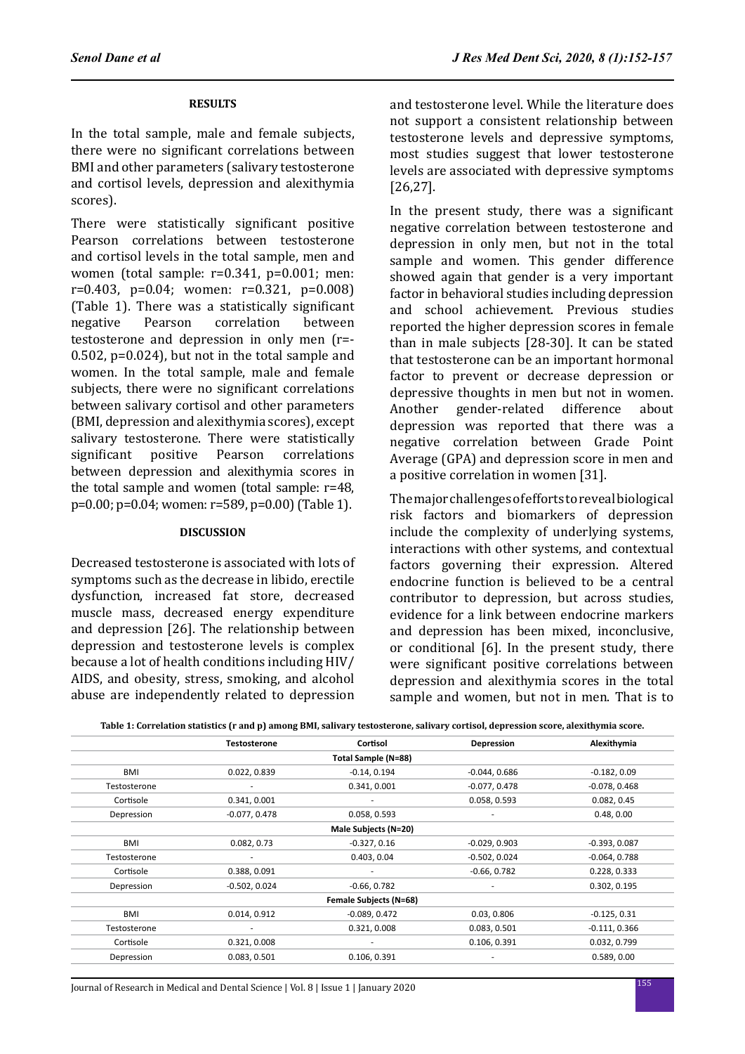## RESULTS

In the total sample, male and female subjects, there were no significant correlations between BMI and other parameters (salivary testosterone and cortisol levels, depression and alexithymia scores).

There were statistically significant positive Pearson correlations between testosterone and cortisol levels in the total sample, men and women (total sample: r=0.341, p=0.001; men: r=0.403, p=0.04; women: r=0.321, p=0.008) (Table 1). There was a statistically significant negative Pearson correlation between testosterone and depression in only men (r=-0.502, p=0.024), but not in the total sample and women. In the total sample, male and female subjects, there were no significant correlations between salivary cortisol and other parameters (BMI, depression and alexithymia scores), except salivary testosterone. There were statistically significant positive Pearson correlations between depression and alexithymia scores in the total sample and women (total sample: r=48, p=0.00; p=0.04; women: r=589, p=0.00) (Table 1).

## DISCUSSION

Decreased testosterone is associated with lots of symptoms such as the decrease in libido, erectile dysfunction, increased fat store, decreased muscle mass, decreased energy expenditure and depression [26]. The relationship between depression and testosterone levels is complex because a lot of health conditions including HIV/AIDS, and obesity, stress, smoking, and alcohol abuse are independently related to depression and testosterone level. While the literature does not support a consistent relationship between testosterone levels and depressive symptoms, most studies suggest that lower testosterone levels are associated with depressive symptoms [26,27].

In the present study, there was a significant negative correlation between testosterone and depression in only men, but not in the total sample and women. This gender difference showed again that gender is a very important factor in behavioral studies including depression and school achievement. Previous studies reported the higher depression scores in female than in male subjects [28-30]. It can be stated that testosterone can be an important hormonal factor to prevent or decrease depression or depressive thoughts in men but not in women. Another gender-related difference about depression was reported that there was a negative correlation between Grade Point Average (GPA) and depression score in men and a positive correlation in women [31].

The major challenges of efforts to reveal biological risk factors and biomarkers of depression include the complexity of underlying systems, interactions with other systems, and contextual factors governing their expression. Altered endocrine function is believed to be a central contributor to depression, but across studies, evidence for a link between endocrine markers and depression has been mixed, inconclusive, or conditional [6]. In the present study, there were significant positive correlations between depression and alexithymia scores in the total sample and women, but not in men. That is to

**Table 1: Correlation statistics (r and p) among BMI, salivary testosterone, salivary cortisol, depression score, alexithymia score.**

| | Testosterone | Cortisol | Depression | Alexithymia |
|---|---|---|---|---|
| **Total Sample (N=88)** | | | | |
| BMI | 0.022, 0.839 | -0.14, 0.194 | -0.044, 0.686 | -0.182, 0.09 |
| Testosterone | - | 0.341, 0.001 | -0.077, 0.478 | -0.078, 0.468 |
| Cortisole | 0.341, 0.001 | - | 0.058, 0.593 | 0.082, 0.45 |
| Depression | -0.077, 0.478 | 0.058, 0.593 | - | 0.48, 0.00 |
| **Male Subjects (N=20)** | | | | |
| BMI | 0.082, 0.73 | -0.327, 0.16 | -0.029, 0.903 | -0.393, 0.087 |
| Testosterone | - | 0.403, 0.04 | -0.502, 0.024 | -0.064, 0.788 |
| Cortisole | 0.388, 0.091 | - | -0.66, 0.782 | 0.228, 0.333 |
| Depression | -0.502, 0.024 | -0.66, 0.782 | - | 0.302, 0.195 |
| **Female Subjects (N=68)** | | | | |
| BMI | 0.014, 0.912 | -0.089, 0.472 | 0.03, 0.806 | -0.125, 0.31 |
| Testosterone | - | 0.321, 0.008 | 0.083, 0.501 | -0.111, 0.366 |
| Cortisole | 0.321, 0.008 | - | 0.106, 0.391 | 0.032, 0.799 |
| Depression | 0.083, 0.501 | 0.106, 0.391 | - | 0.589, 0.00 |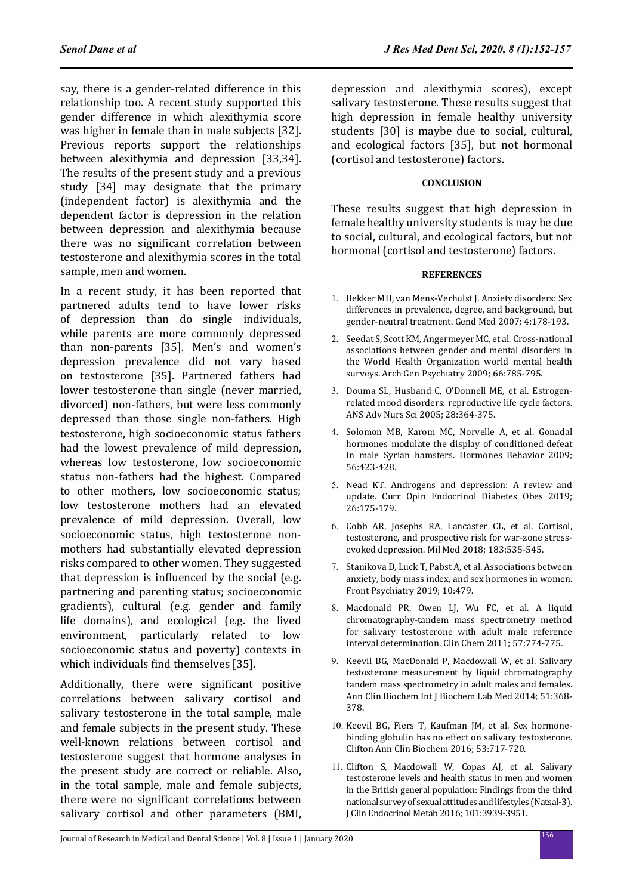say, there is a gender-related difference in this relationship too. A recent study supported this gender difference in which alexithymia score was higher in female than in male subjects [32]. Previous reports support the relationships between alexithymia and depression [33,34]. The results of the present study and a previous study [34] may designate that the primary (independent factor) is alexithymia and the dependent factor is depression in the relation between depression and alexithymia because there was no significant correlation between testosterone and alexithymia scores in the total sample, men and women.

In a recent study, it has been reported that partnered adults tend to have lower risks of depression than do single individuals, while parents are more commonly depressed than non-parents [35]. Men's and women's depression prevalence did not vary based on testosterone [35]. Partnered fathers had lower testosterone than single (never married, divorced) non-fathers, but were less commonly depressed than those single non-fathers. High testosterone, high socioeconomic status fathers had the lowest prevalence of mild depression, whereas low testosterone, low socioeconomic status non-fathers had the highest. Compared to other mothers, low socioeconomic status; low testosterone mothers had an elevated prevalence of mild depression. Overall, low socioeconomic status, high testosterone non-mothers had substantially elevated depression risks compared to other women. They suggested that depression is influenced by the social (e.g. partnering and parenting status; socioeconomic gradients), cultural (e.g. gender and family life domains), and ecological (e.g. the lived environment, particularly related to low socioeconomic status and poverty) contexts in which individuals find themselves [35].

Additionally, there were significant positive correlations between salivary cortisol and salivary testosterone in the total sample, male and female subjects in the present study. These well-known relations between cortisol and testosterone suggest that hormone analyses in the present study are correct or reliable. Also, in the total sample, male and female subjects, there were no significant correlations between salivary cortisol and other parameters (BMI, depression and alexithymia scores), except salivary testosterone. These results suggest that high depression in female healthy university students [30] is maybe due to social, cultural, and ecological factors [35], but not hormonal (cortisol and testosterone) factors.

## CONCLUSION

These results suggest that high depression in female healthy university students is may be due to social, cultural, and ecological factors, but not hormonal (cortisol and testosterone) factors.

## REFERENCES

1. Bekker MH, van Mens-Verhulst J. Anxiety disorders: Sex differences in prevalence, degree, and background, but gender-neutral treatment. Gend Med 2007; 4:178-193.
2. Seedat S, Scott KM, Angermeyer MC, et al. Cross-national associations between gender and mental disorders in the World Health Organization world mental health surveys. Arch Gen Psychiatry 2009; 66:785-795.
3. Douma SL, Husband C, O'Donnell ME, et al. Estrogen-related mood disorders: reproductive life cycle factors. ANS Adv Nurs Sci 2005; 28:364-375.
4. Solomon MB, Karom MC, Norvelle A, et al. Gonadal hormones modulate the display of conditioned defeat in male Syrian hamsters. Hormones Behavior 2009; 56:423-428.
5. Nead KT. Androgens and depression: A review and update. Curr Opin Endocrinol Diabetes Obes 2019; 26:175-179.
6. Cobb AR, Josephs RA, Lancaster CL, et al. Cortisol, testosterone, and prospective risk for war-zone stress-evoked depression. Mil Med 2018; 183:535-545.
7. Stanikova D, Luck T, Pabst A, et al. Associations between anxiety, body mass index, and sex hormones in women. Front Psychiatry 2019; 10:479.
8. Macdonald PR, Owen LJ, Wu FC, et al. A liquid chromatography-tandem mass spectrometry method for salivary testosterone with adult male reference interval determination. Clin Chem 2011; 57:774-775.
9. Keevil BG, MacDonald P, Macdowall W, et al. Salivary testosterone measurement by liquid chromatography tandem mass spectrometry in adult males and females. Ann Clin Biochem Int J Biochem Lab Med 2014; 51:368-378.
10. Keevil BG, Fiers T, Kaufman JM, et al. Sex hormone-binding globulin has no effect on salivary testosterone. Clifton Ann Clin Biochem 2016; 53:717-720.
11. Clifton S, Macdowall W, Copas AJ, et al. Salivary testosterone levels and health status in men and women in the British general population: Findings from the third national survey of sexual attitudes and lifestyles (Natsal-3). J Clin Endocrinol Metab 2016; 101:3939-3951.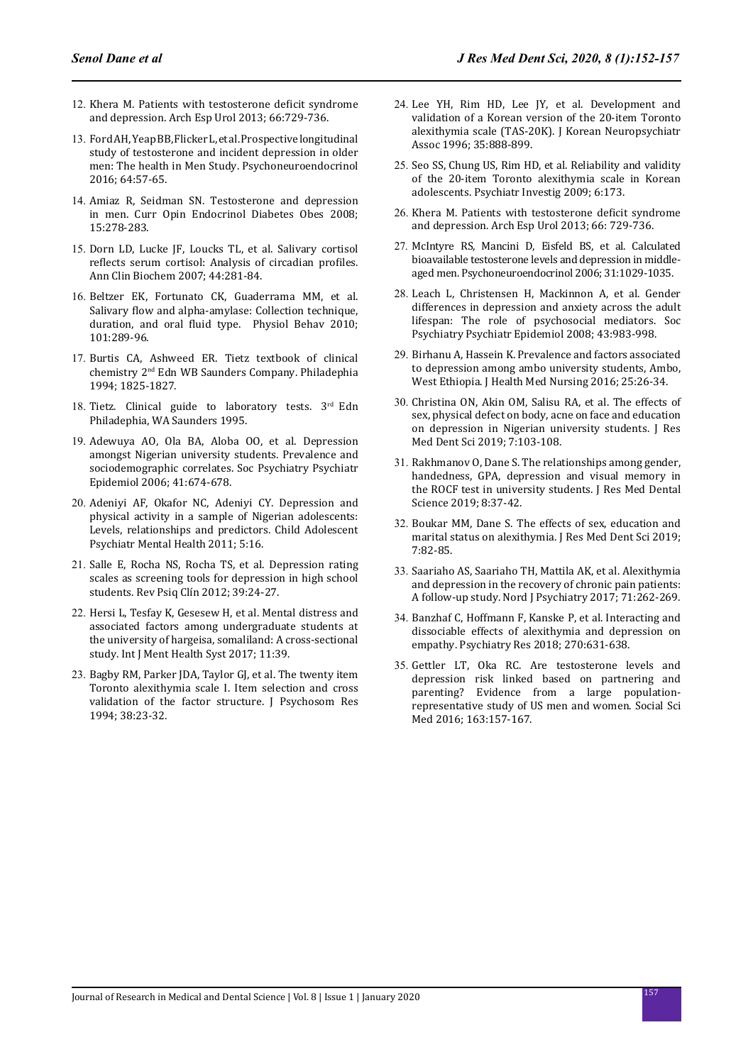12. Khera M. Patients with testosterone deficit syndrome and depression. Arch Esp Urol 2013; 66:729-736.
13. Ford AH, Yeap BB, Flicker L, et al. Prospective longitudinal study of testosterone and incident depression in older men: The health in Men Study. Psychoneuroendocrinol 2016; 64:57-65.
14. Amiaz R, Seidman SN. Testosterone and depression in men. Curr Opin Endocrinol Diabetes Obes 2008; 15:278-283.
15. Dorn LD, Lucke JF, Loucks TL, et al. Salivary cortisol reflects serum cortisol: Analysis of circadian profiles. Ann Clin Biochem 2007; 44:281-84.
16. Beltzer EK, Fortunato CK, Guaderrama MM, et al. Salivary flow and alpha-amylase: Collection technique, duration, and oral fluid type. Physiol Behav 2010; 101:289-96.
17. Burtis CA, Ashweed ER. Tietz textbook of clinical chemistry 2nd Edn WB Saunders Company. Philadephia 1994; 1825-1827.
18. Tietz. Clinical guide to laboratory tests. 3rd Edn Philadephia, WA Saunders 1995.
19. Adewuya AO, Ola BA, Aloba OO, et al. Depression amongst Nigerian university students. Prevalence and sociodemographic correlates. Soc Psychiatry Psychiatr Epidemiol 2006; 41:674-678.
20. Adeniyi AF, Okafor NC, Adeniyi CY. Depression and physical activity in a sample of Nigerian adolescents: Levels, relationships and predictors. Child Adolescent Psychiatr Mental Health 2011; 5:16.
21. Salle E, Rocha NS, Rocha TS, et al. Depression rating scales as screening tools for depression in high school students. Rev Psiq Clín 2012; 39:24-27.
22. Hersi L, Tesfay K, Gesesew H, et al. Mental distress and associated factors among undergraduate students at the university of hargeisa, somaliland: A cross-sectional study. Int J Ment Health Syst 2017; 11:39.
23. Bagby RM, Parker JDA, Taylor GJ, et al. The twenty item Toronto alexithymia scale I. Item selection and cross validation of the factor structure. J Psychosom Res 1994; 38:23-32.
24. Lee YH, Rim HD, Lee JY, et al. Development and validation of a Korean version of the 20-item Toronto alexithymia scale (TAS-20K). J Korean Neuropsychiatr Assoc 1996; 35:888-899.
25. Seo SS, Chung US, Rim HD, et al. Reliability and validity of the 20-item Toronto alexithymia scale in Korean adolescents. Psychiatr Investig 2009; 6:173.
26. Khera M. Patients with testosterone deficit syndrome and depression. Arch Esp Urol 2013; 66: 729-736.
27. McIntyre RS, Mancini D, Eisfeld BS, et al. Calculated bioavailable testosterone levels and depression in middle-aged men. Psychoneuroendocrinol 2006; 31:1029-1035.
28. Leach L, Christensen H, Mackinnon A, et al. Gender differences in depression and anxiety across the adult lifespan: The role of psychosocial mediators. Soc Psychiatry Psychiatr Epidemiol 2008; 43:983-998.
29. Birhanu A, Hassein K. Prevalence and factors associated to depression among ambo university students, Ambo, West Ethiopia. J Health Med Nursing 2016; 25:26-34.
30. Christina ON, Akin OM, Salisu RA, et al. The effects of sex, physical defect on body, acne on face and education on depression in Nigerian university students. J Res Med Dent Sci 2019; 7:103-108.
31. Rakhmanov O, Dane S. The relationships among gender, handedness, GPA, depression and visual memory in the ROCF test in university students. J Res Med Dental Science 2019; 8:37-42.
32. Boukar MM, Dane S. The effects of sex, education and marital status on alexithymia. J Res Med Dent Sci 2019; 7:82-85.
33. Saariaho AS, Saariaho TH, Mattila AK, et al. Alexithymia and depression in the recovery of chronic pain patients: A follow-up study. Nord J Psychiatry 2017; 71:262-269.
34. Banzhaf C, Hoffmann F, Kanske P, et al. Interacting and dissociable effects of alexithymia and depression on empathy. Psychiatry Res 2018; 270:631-638.
35. Gettler LT, Oka RC. Are testosterone levels and depression risk linked based on partnering and parenting? Evidence from a large population-representative study of US men and women. Social Sci Med 2016; 163:157-167.